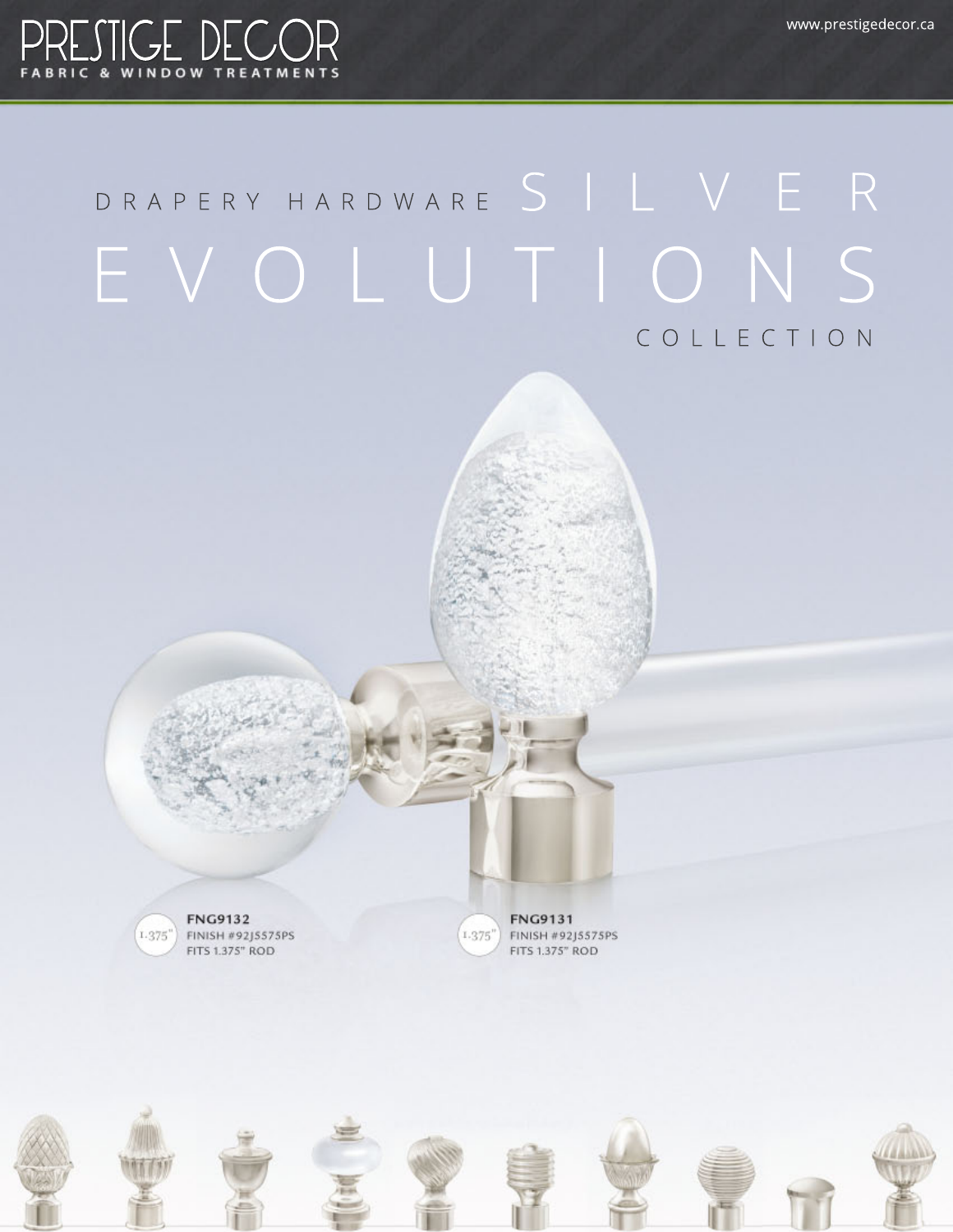# PRESTIGE DECOR

FABRIC & WINDOW TREATMENTS

www.prestigedecor.ca

## DRAPERY HARDWARE SILVER EVOLUTIONS COLLECTION

1.375"

**FNG9132**
FINISH #92J5575PS
FITS 1.375" ROD

1.375"

**FNG9131**
FINISH #92J5575PS
FITS 1.375" ROD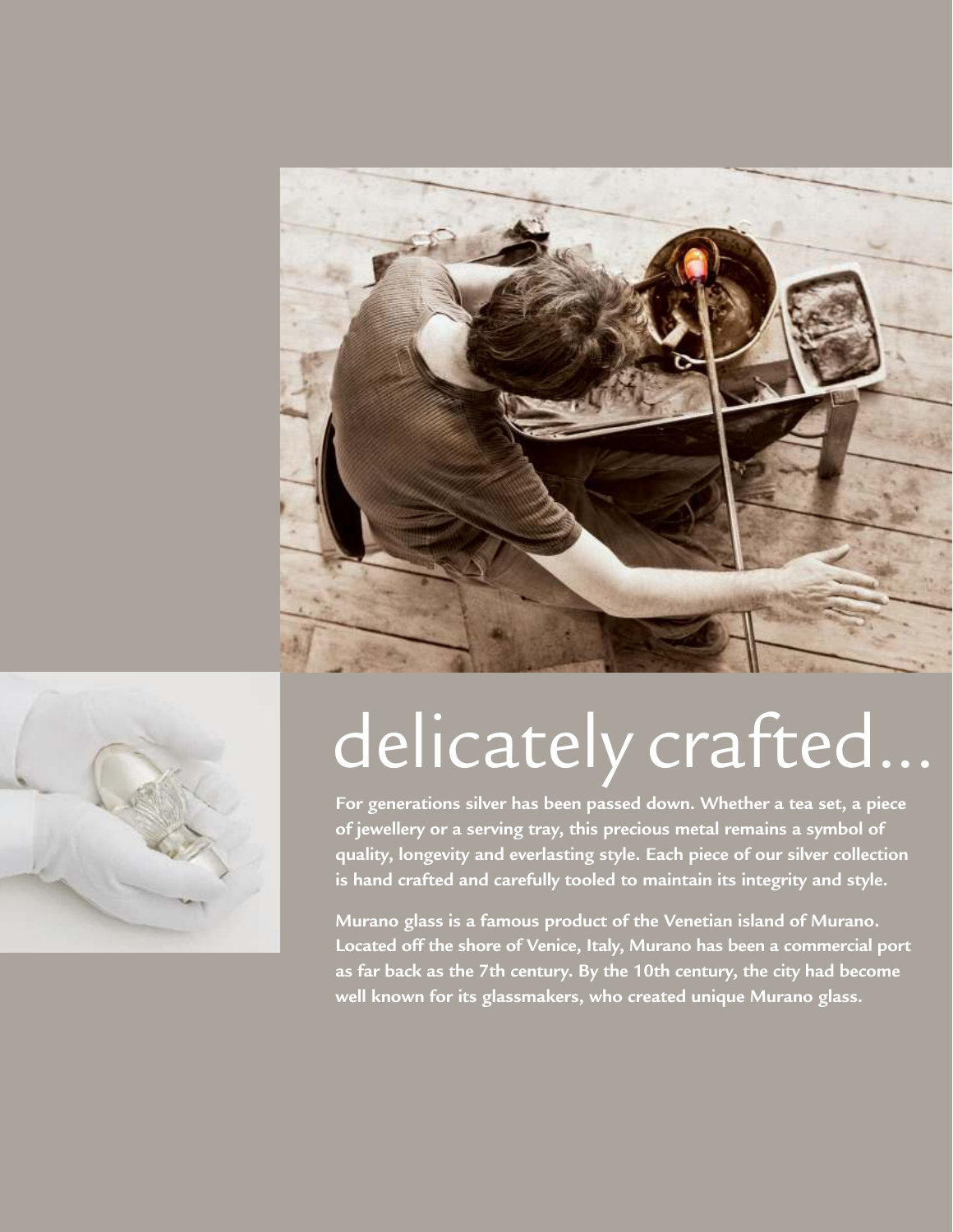# delicately crafted...

**For generations silver has been passed down. Whether a tea set, a piece of jewellery or a serving tray, this precious metal remains a symbol of quality, longevity and everlasting style. Each piece of our silver collection is hand crafted and carefully tooled to maintain its integrity and style.**

**Murano glass is a famous product of the Venetian island of Murano. Located off the shore of Venice, Italy, Murano has been a commercial port as far back as the 7th century. By the 10th century, the city had become well known for its glassmakers, who created unique Murano glass.**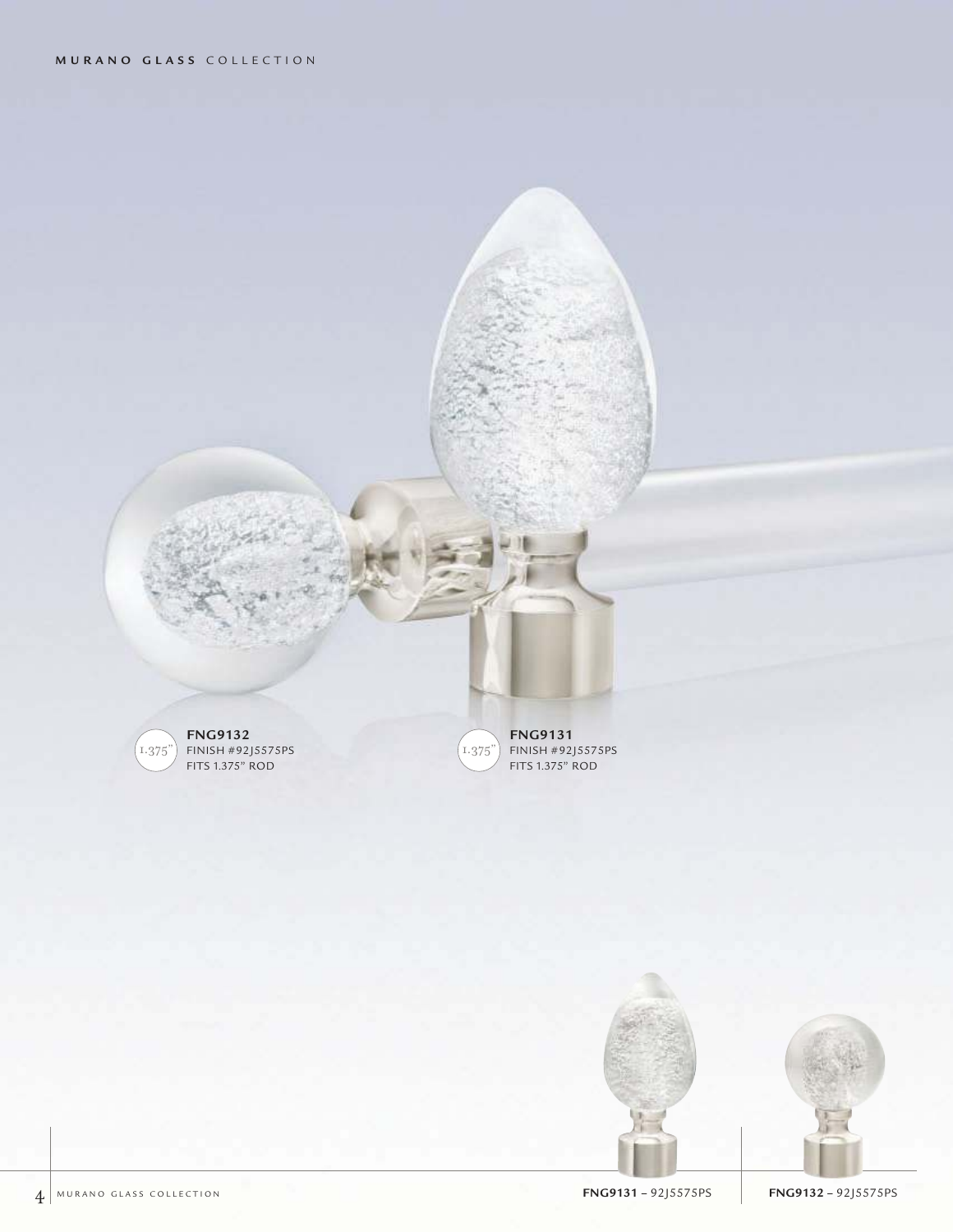**FNG9132**
FINISH #92J5575PS
FITS 1.375" ROD

**FNG9131**
FINISH #92J5575PS
FITS 1.375" ROD

**FNG9131** – 92J5575PS

**FNG9132** – 92J5575PS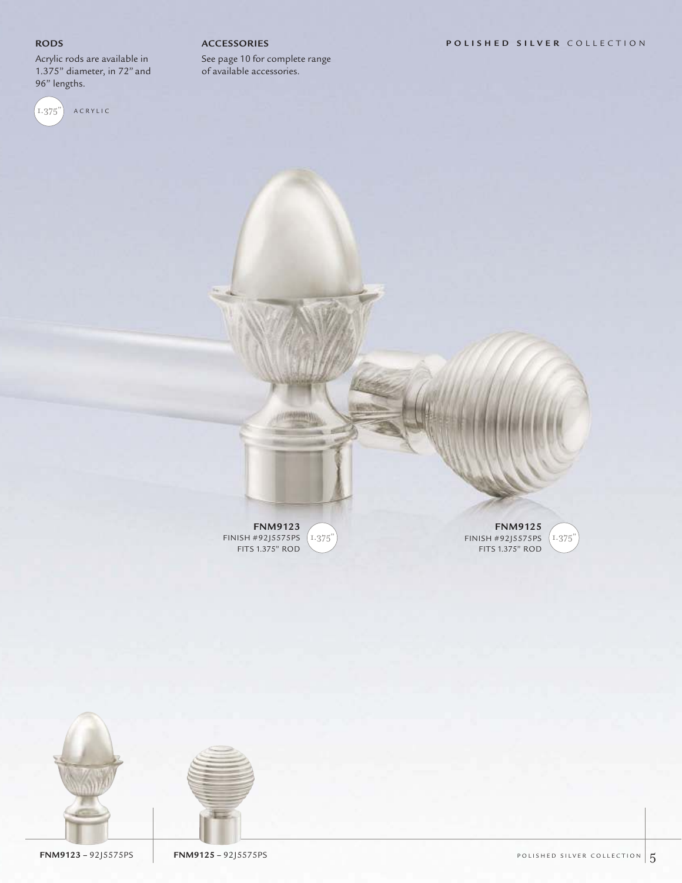## RODS

Acrylic rods are available in 1.375" diameter, in 72" and 96" lengths.

1.375" ACRYLIC

## ACCESSORIES

See page 10 for complete range of available accessories.

**FNM9123**
FINISH #92J5575PS
FITS 1.375" ROD
1.375"

**FNM9125**
FINISH #92J5575PS
FITS 1.375" ROD
1.375"

**FNM9123** – 92J5575PS

**FNM9125** – 92J5575PS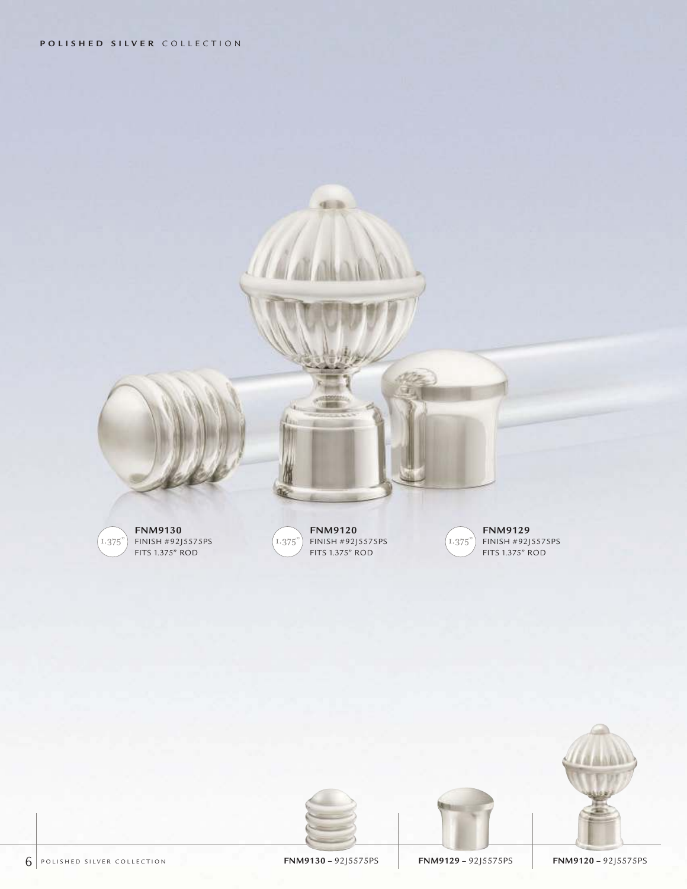**POLISHED SILVER** COLLECTION

1.375"

**FNM9130**
FINISH #92J5575PS
FITS 1.375" ROD

1.375"

**FNM9120**
FINISH #92J5575PS
FITS 1.375" ROD

1.375"

**FNM9129**
FINISH #92J5575PS
FITS 1.375" ROD

**FNM9130** – 92J5575PS

**FNM9129** – 92J5575PS

**FNM9120** – 92J5575PS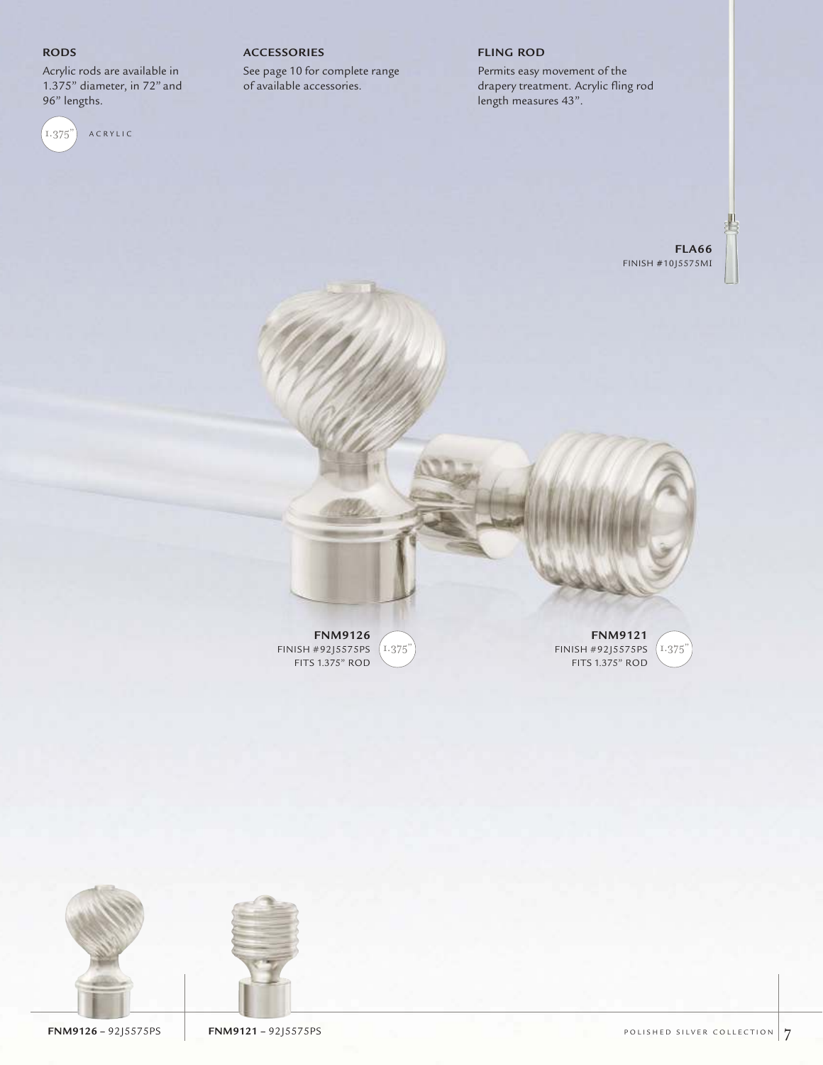### RODS

Acrylic rods are available in 1.375" diameter, in 72" and 96" lengths.

1.375" ACRYLIC

### ACCESSORIES

See page 10 for complete range of available accessories.

### FLING ROD

Permits easy movement of the drapery treatment. Acrylic fling rod length measures 43".

**FLA66**
FINISH #10J5575MI

**FNM9126**
FINISH #92J5575PS
FITS 1.375" ROD
1.375"

**FNM9121**
FINISH #92J5575PS
FITS 1.375" ROD
1.375"

**FNM9126** – 92J5575PS

**FNM9121** – 92J5575PS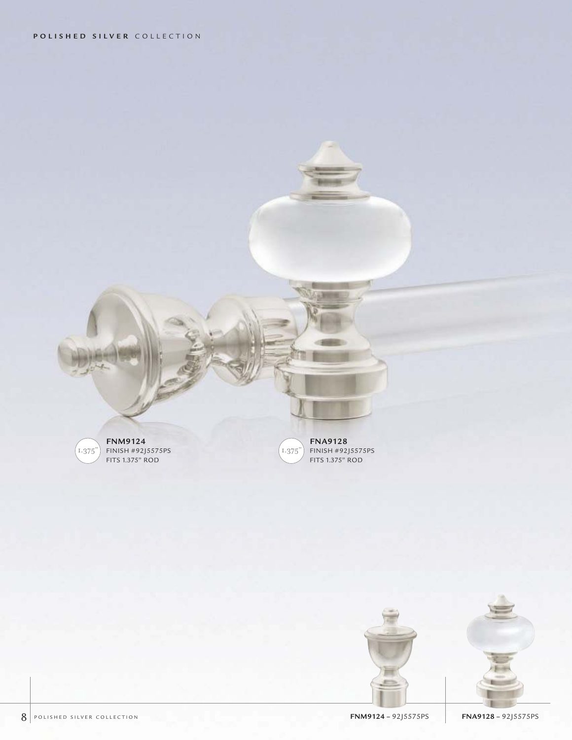**FNM9124**
FINISH #92J5575PS
FITS 1.375" ROD

**FNA9128**
FINISH #92J5575PS
FITS 1.375" ROD

**FNM9124** – 92J5575PS

**FNA9128** – 92J5575PS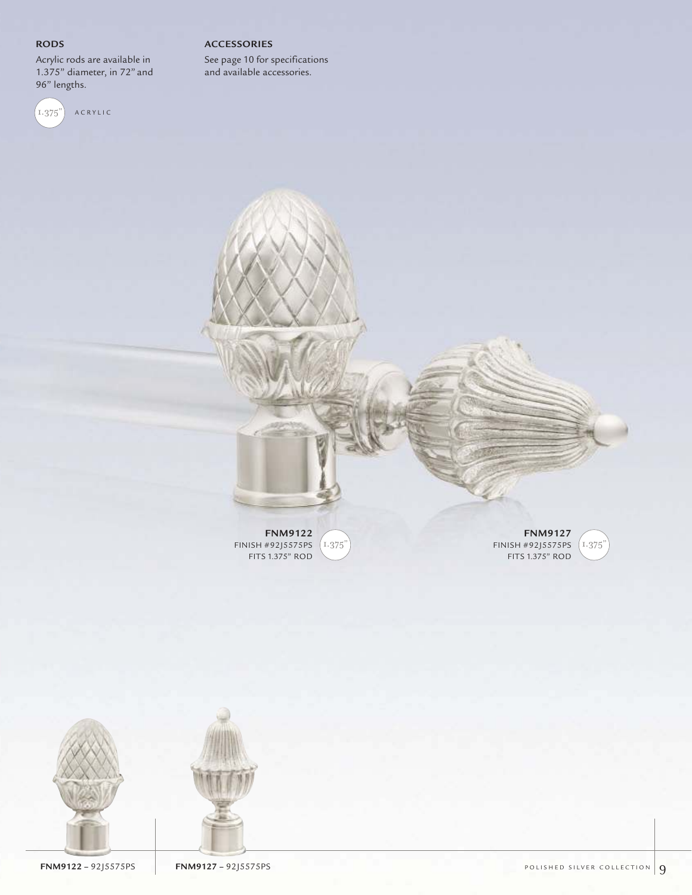## RODS

Acrylic rods are available in 1.375" diameter, in 72" and 96" lengths.

1.375" ACRYLIC

## ACCESSORIES

See page 10 for specifications and available accessories.

**FNM9122**
FINISH #92J5575PS
FITS 1.375" ROD
1.375"

**FNM9127**
FINISH #92J5575PS
FITS 1.375" ROD
1.375"

**FNM9122** – 92J5575PS

**FNM9127** – 92J5575PS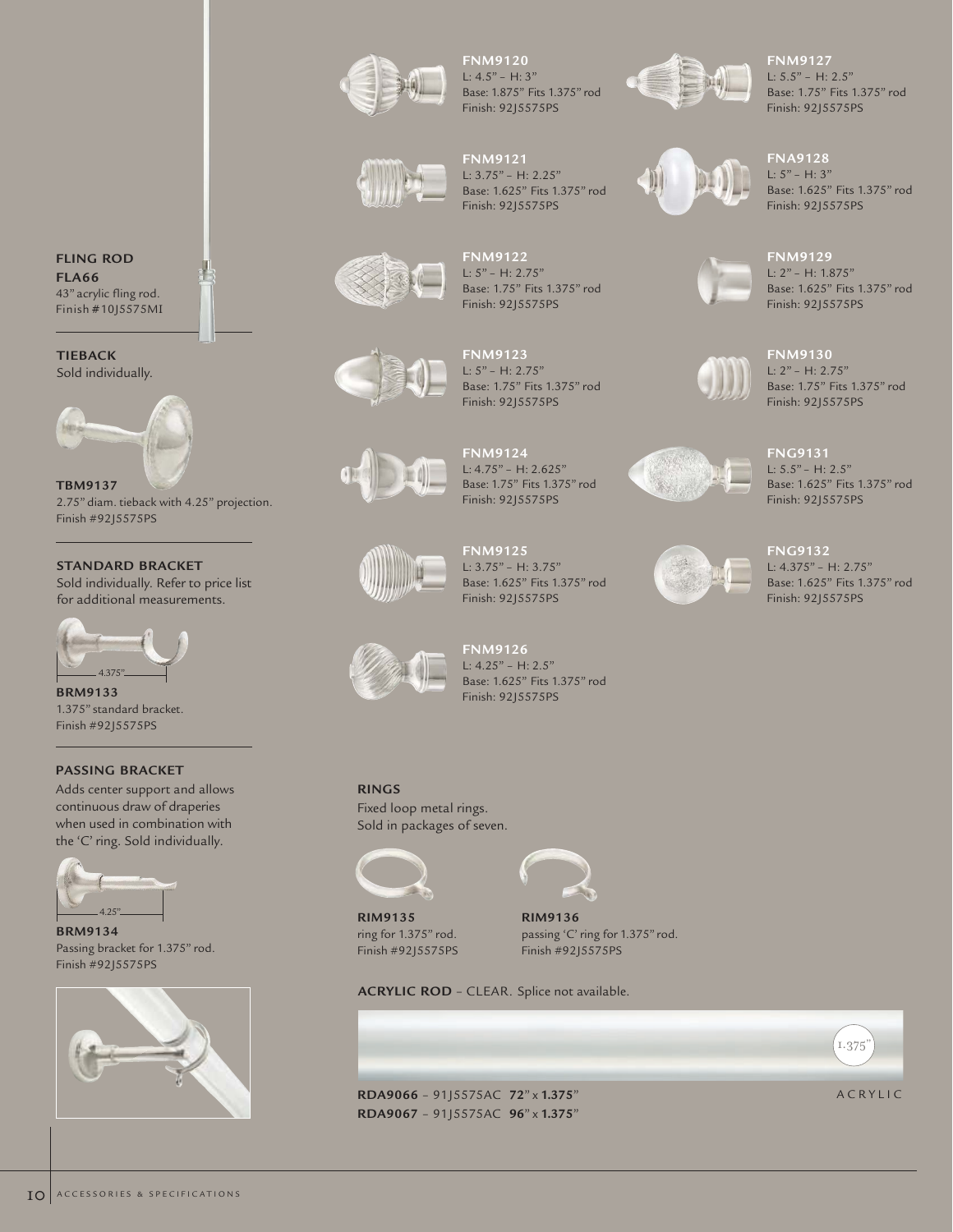## FLING ROD

**FLA66**
43" acrylic fling rod.
Finish #10J5575MI

## TIEBACK

Sold individually.

**TBM9137**
2.75" diam. tieback with 4.25" projection.
Finish #92J5575PS

## STANDARD BRACKET

Sold individually. Refer to price list for additional measurements.

4.375"

**BRM9133**
1.375" standard bracket.
Finish #92J5575PS

## PASSING BRACKET

Adds center support and allows continuous draw of draperies when used in combination with the 'C' ring. Sold individually.

4.25"

**BRM9134**
Passing bracket for 1.375" rod.
Finish #92J5575PS

**FNM9120**
L: 4.5" – H: 3"
Base: 1.875" Fits 1.375" rod
Finish: 92J5575PS

**FNM9121**
L: 3.75" – H: 2.25"
Base: 1.625" Fits 1.375" rod
Finish: 92J5575PS

**FNM9122**
L: 5" – H: 2.75"
Base: 1.75" Fits 1.375" rod
Finish: 92J5575PS

**FNM9123**
L: 5" – H: 2.75"
Base: 1.75" Fits 1.375" rod
Finish: 92J5575PS

**FNM9124**
L: 4.75" – H: 2.625"
Base: 1.75" Fits 1.375" rod
Finish: 92J5575PS

**FNM9125**
L: 3.75" – H: 3.75"
Base: 1.625" Fits 1.375" rod
Finish: 92J5575PS

**FNM9126**
L: 4.25" – H: 2.5"
Base: 1.625" Fits 1.375" rod
Finish: 92J5575PS

**FNM9127**
L: 5.5" – H: 2.5"
Base: 1.75" Fits 1.375" rod
Finish: 92J5575PS

**FNA9128**
L: 5" – H: 3"
Base: 1.625" Fits 1.375" rod
Finish: 92J5575PS

**FNM9129**
L: 2" – H: 1.875"
Base: 1.625" Fits 1.375" rod
Finish: 92J5575PS

**FNM9130**
L: 2" – H: 2.75"
Base: 1.75" Fits 1.375" rod
Finish: 92J5575PS

**FNG9131**
L: 5.5" – H: 2.5"
Base: 1.625" Fits 1.375" rod
Finish: 92J5575PS

**FNG9132**
L: 4.375" – H: 2.75"
Base: 1.625" Fits 1.375" rod
Finish: 92J5575PS

## RINGS

Fixed loop metal rings.
Sold in packages of seven.

**RIM9135**
ring for 1.375" rod.
Finish #92J5575PS

**RIM9136**
passing 'C' ring for 1.375" rod.
Finish #92J5575PS

**ACRYLIC ROD** – CLEAR. Splice not available.

1.375"

ACRYLIC

**RDA9066** – 91J5575AC **72**" x **1.375**"
**RDA9067** – 91J5575AC **96**" x **1.375**"

ACCESSORIES & SPECIFICATIONS